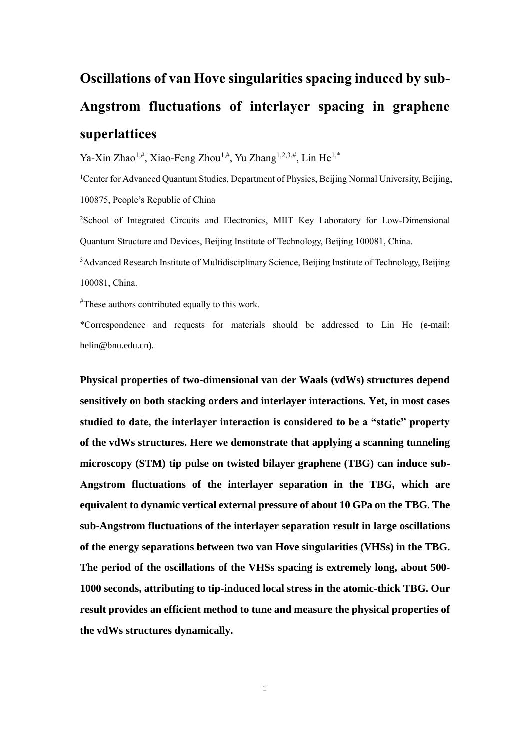# Oscillations of van Hove singularities spacing induced by sub-Angstrom fluctuations of interlayer spacing in graphene superlattices

Ya-Xin Zhao[1,#], Xiao-Feng Zhou[1,#], Yu Zhang[1,2,3,#], Lin He[1,*]

[1]Center for Advanced Quantum Studies, Department of Physics, Beijing Normal University, Beijing, 100875, People's Republic of China

[2]School of Integrated Circuits and Electronics, MIIT Key Laboratory for Low-Dimensional Quantum Structure and Devices, Beijing Institute of Technology, Beijing 100081, China.

[3]Advanced Research Institute of Multidisciplinary Science, Beijing Institute of Technology, Beijing 100081, China.

[#]These authors contributed equally to this work.

*Correspondence and requests for materials should be addressed to Lin He (e-mail: helin@bnu.edu.cn).

**Physical properties of two-dimensional van der Waals (vdWs) structures depend sensitively on both stacking orders and interlayer interactions. Yet, in most cases studied to date, the interlayer interaction is considered to be a "static" property of the vdWs structures. Here we demonstrate that applying a scanning tunneling microscopy (STM) tip pulse on twisted bilayer graphene (TBG) can induce sub-Angstrom fluctuations of the interlayer separation in the TBG, which are equivalent to dynamic vertical external pressure of about 10 GPa on the TBG. The sub-Angstrom fluctuations of the interlayer separation result in large oscillations of the energy separations between two van Hove singularities (VHSs) in the TBG. The period of the oscillations of the VHSs spacing is extremely long, about 500-1000 seconds, attributing to tip-induced local stress in the atomic-thick TBG. Our result provides an efficient method to tune and measure the physical properties of the vdWs structures dynamically.**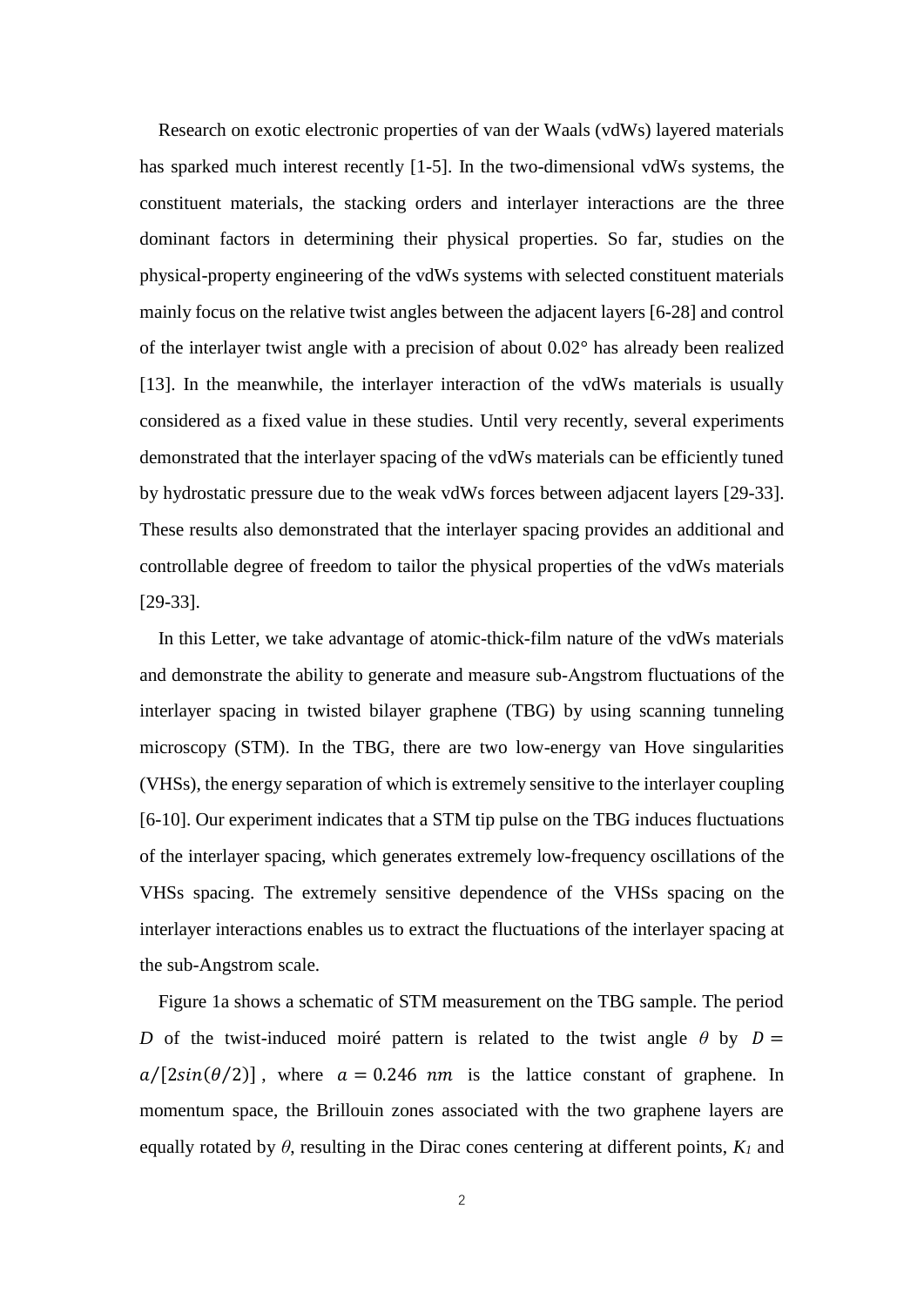Research on exotic electronic properties of van der Waals (vdWs) layered materials has sparked much interest recently [1-5]. In the two-dimensional vdWs systems, the constituent materials, the stacking orders and interlayer interactions are the three dominant factors in determining their physical properties. So far, studies on the physical-property engineering of the vdWs systems with selected constituent materials mainly focus on the relative twist angles between the adjacent layers [6-28] and control of the interlayer twist angle with a precision of about 0.02° has already been realized [13]. In the meanwhile, the interlayer interaction of the vdWs materials is usually considered as a fixed value in these studies. Until very recently, several experiments demonstrated that the interlayer spacing of the vdWs materials can be efficiently tuned by hydrostatic pressure due to the weak vdWs forces between adjacent layers [29-33]. These results also demonstrated that the interlayer spacing provides an additional and controllable degree of freedom to tailor the physical properties of the vdWs materials [29-33].

In this Letter, we take advantage of atomic-thick-film nature of the vdWs materials and demonstrate the ability to generate and measure sub-Angstrom fluctuations of the interlayer spacing in twisted bilayer graphene (TBG) by using scanning tunneling microscopy (STM). In the TBG, there are two low-energy van Hove singularities (VHSs), the energy separation of which is extremely sensitive to the interlayer coupling [6-10]. Our experiment indicates that a STM tip pulse on the TBG induces fluctuations of the interlayer spacing, which generates extremely low-frequency oscillations of the VHSs spacing. The extremely sensitive dependence of the VHSs spacing on the interlayer interactions enables us to extract the fluctuations of the interlayer spacing at the sub-Angstrom scale.

Figure 1a shows a schematic of STM measurement on the TBG sample. The period $D$ of the twist-induced moiré pattern is related to the twist angle $\theta$ by $D = a/[2sin(\theta/2)]$, where $a = 0.246\ nm$ is the lattice constant of graphene. In momentum space, the Brillouin zones associated with the two graphene layers are equally rotated by $\theta$, resulting in the Dirac cones centering at different points, $K_1$ and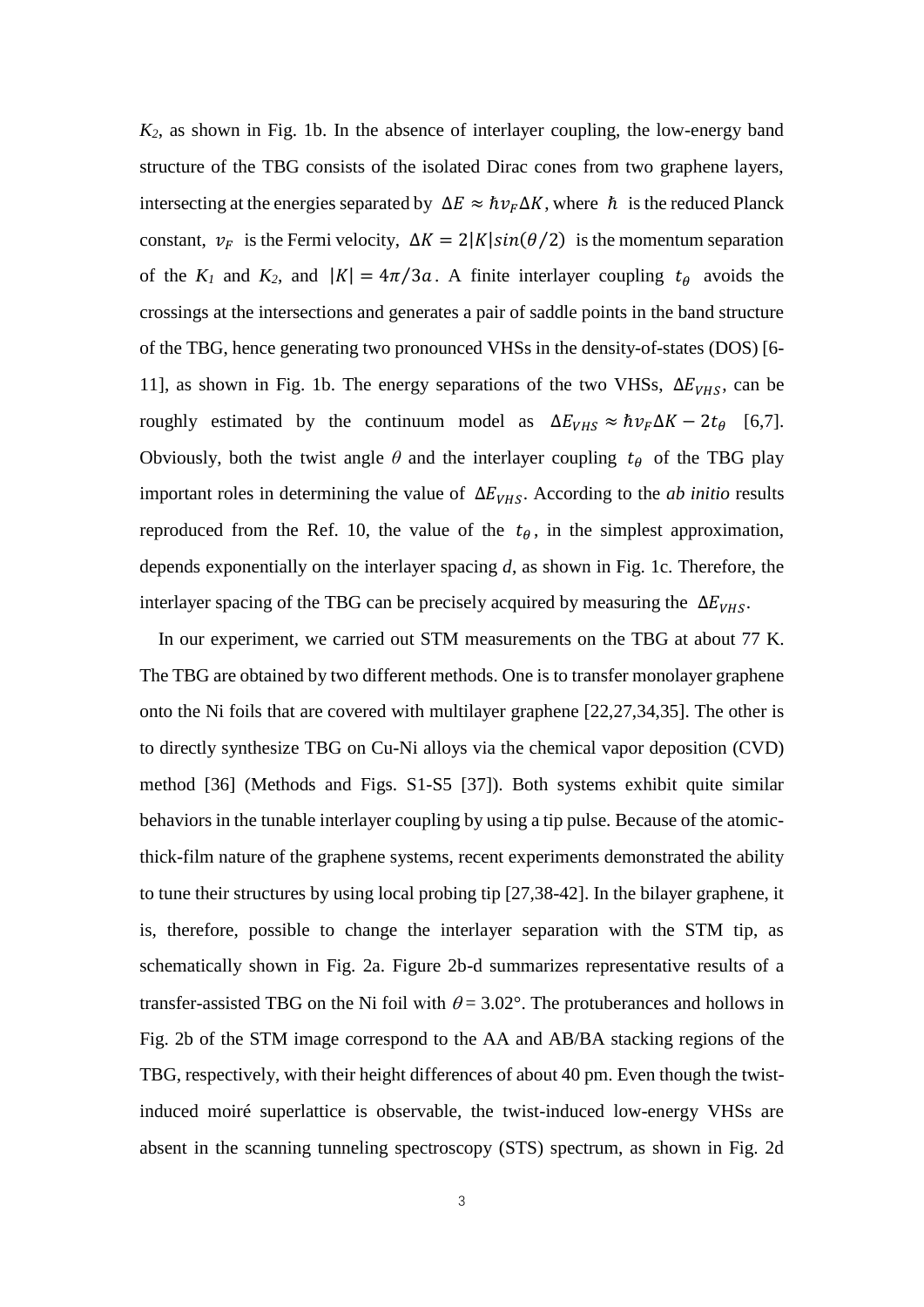$K_2$, as shown in Fig. 1b. In the absence of interlayer coupling, the low-energy band structure of the TBG consists of the isolated Dirac cones from two graphene layers, intersecting at the energies separated by $\Delta E \approx \hbar v_F \Delta K$, where $\hbar$ is the reduced Planck constant, $v_F$ is the Fermi velocity, $\Delta K = 2|K|sin(\theta/2)$ is the momentum separation of the $K_1$ and $K_2$, and $|K| = 4\pi/3a$. A finite interlayer coupling $t_\theta$ avoids the crossings at the intersections and generates a pair of saddle points in the band structure of the TBG, hence generating two pronounced VHSs in the density-of-states (DOS) [6-11], as shown in Fig. 1b. The energy separations of the two VHSs, $\Delta E_{VHS}$, can be roughly estimated by the continuum model as $\Delta E_{VHS} \approx \hbar v_F \Delta K - 2t_\theta$ [6,7]. Obviously, both the twist angle $\theta$ and the interlayer coupling $t_\theta$ of the TBG play important roles in determining the value of $\Delta E_{VHS}$. According to the *ab initio* results reproduced from the Ref. 10, the value of the $t_\theta$, in the simplest approximation, depends exponentially on the interlayer spacing *d*, as shown in Fig. 1c. Therefore, the interlayer spacing of the TBG can be precisely acquired by measuring the $\Delta E_{VHS}$.

In our experiment, we carried out STM measurements on the TBG at about 77 K. The TBG are obtained by two different methods. One is to transfer monolayer graphene onto the Ni foils that are covered with multilayer graphene [22,27,34,35]. The other is to directly synthesize TBG on Cu-Ni alloys via the chemical vapor deposition (CVD) method [36] (Methods and Figs. S1-S5 [37]). Both systems exhibit quite similar behaviors in the tunable interlayer coupling by using a tip pulse. Because of the atomic-thick-film nature of the graphene systems, recent experiments demonstrated the ability to tune their structures by using local probing tip [27,38-42]. In the bilayer graphene, it is, therefore, possible to change the interlayer separation with the STM tip, as schematically shown in Fig. 2a. Figure 2b-d summarizes representative results of a transfer-assisted TBG on the Ni foil with $\theta = 3.02°$. The protuberances and hollows in Fig. 2b of the STM image correspond to the AA and AB/BA stacking regions of the TBG, respectively, with their height differences of about 40 pm. Even though the twist-induced moiré superlattice is observable, the twist-induced low-energy VHSs are absent in the scanning tunneling spectroscopy (STS) spectrum, as shown in Fig. 2d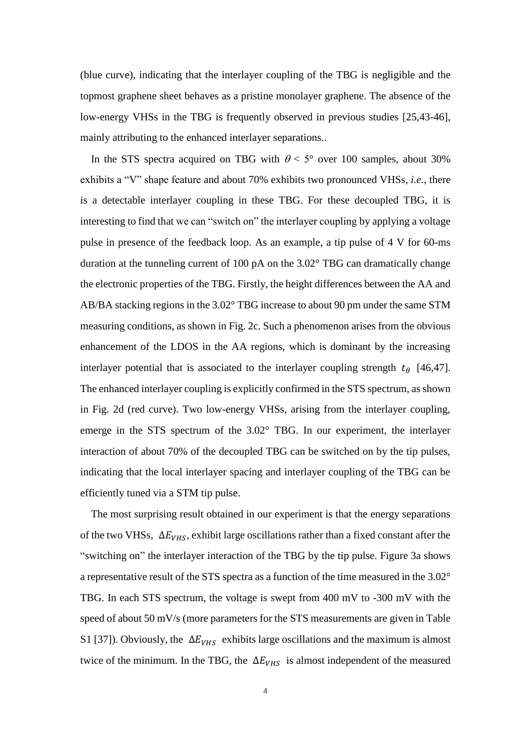(blue curve), indicating that the interlayer coupling of the TBG is negligible and the topmost graphene sheet behaves as a pristine monolayer graphene. The absence of the low-energy VHSs in the TBG is frequently observed in previous studies [25,43-46], mainly attributing to the enhanced interlayer separations..

In the STS spectra acquired on TBG with $\theta < 5°$ over 100 samples, about 30% exhibits a "V" shape feature and about 70% exhibits two pronounced VHSs, *i.e.*, there is a detectable interlayer coupling in these TBG. For these decoupled TBG, it is interesting to find that we can "switch on" the interlayer coupling by applying a voltage pulse in presence of the feedback loop. As an example, a tip pulse of 4 V for 60-ms duration at the tunneling current of 100 pA on the 3.02° TBG can dramatically change the electronic properties of the TBG. Firstly, the height differences between the AA and AB/BA stacking regions in the 3.02° TBG increase to about 90 pm under the same STM measuring conditions, as shown in Fig. 2c. Such a phenomenon arises from the obvious enhancement of the LDOS in the AA regions, which is dominant by the increasing interlayer potential that is associated to the interlayer coupling strength $t_{\theta}$ [46,47]. The enhanced interlayer coupling is explicitly confirmed in the STS spectrum, as shown in Fig. 2d (red curve). Two low-energy VHSs, arising from the interlayer coupling, emerge in the STS spectrum of the 3.02° TBG. In our experiment, the interlayer interaction of about 70% of the decoupled TBG can be switched on by the tip pulses, indicating that the local interlayer spacing and interlayer coupling of the TBG can be efficiently tuned via a STM tip pulse.

The most surprising result obtained in our experiment is that the energy separations of the two VHSs, $\Delta E_{VHS}$, exhibit large oscillations rather than a fixed constant after the "switching on" the interlayer interaction of the TBG by the tip pulse. Figure 3a shows a representative result of the STS spectra as a function of the time measured in the 3.02° TBG. In each STS spectrum, the voltage is swept from 400 mV to -300 mV with the speed of about 50 mV/s (more parameters for the STS measurements are given in Table S1 [37]). Obviously, the $\Delta E_{VHS}$ exhibits large oscillations and the maximum is almost twice of the minimum. In the TBG, the $\Delta E_{VHS}$ is almost independent of the measured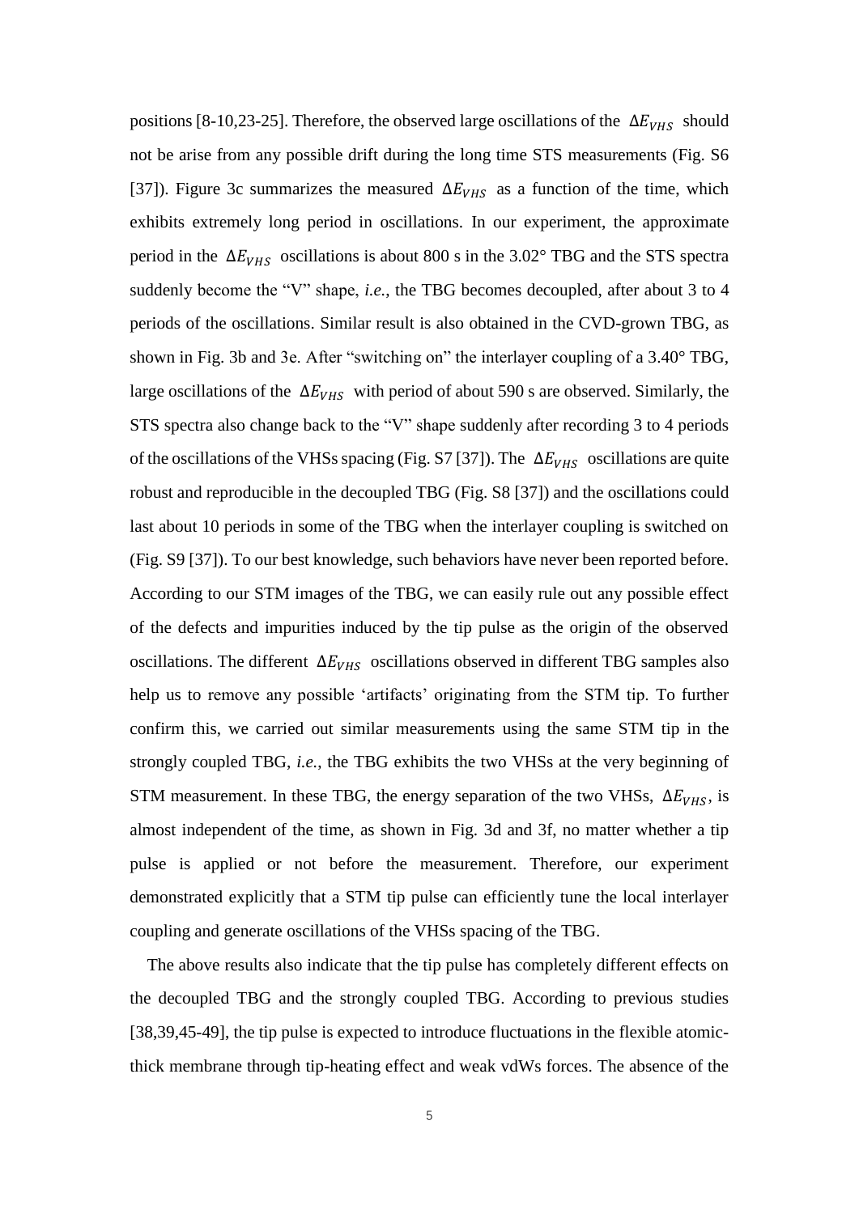positions [8-10,23-25]. Therefore, the observed large oscillations of the $\Delta E_{VHS}$ should not be arise from any possible drift during the long time STS measurements (Fig. S6 [37]). Figure 3c summarizes the measured $\Delta E_{VHS}$ as a function of the time, which exhibits extremely long period in oscillations. In our experiment, the approximate period in the $\Delta E_{VHS}$ oscillations is about 800 s in the 3.02° TBG and the STS spectra suddenly become the "V" shape, *i.e.*, the TBG becomes decoupled, after about 3 to 4 periods of the oscillations. Similar result is also obtained in the CVD-grown TBG, as shown in Fig. 3b and 3e. After "switching on" the interlayer coupling of a 3.40° TBG, large oscillations of the $\Delta E_{VHS}$ with period of about 590 s are observed. Similarly, the STS spectra also change back to the "V" shape suddenly after recording 3 to 4 periods of the oscillations of the VHSs spacing (Fig. S7 [37]). The $\Delta E_{VHS}$ oscillations are quite robust and reproducible in the decoupled TBG (Fig. S8 [37]) and the oscillations could last about 10 periods in some of the TBG when the interlayer coupling is switched on (Fig. S9 [37]). To our best knowledge, such behaviors have never been reported before. According to our STM images of the TBG, we can easily rule out any possible effect of the defects and impurities induced by the tip pulse as the origin of the observed oscillations. The different $\Delta E_{VHS}$ oscillations observed in different TBG samples also help us to remove any possible 'artifacts' originating from the STM tip. To further confirm this, we carried out similar measurements using the same STM tip in the strongly coupled TBG, *i.e.*, the TBG exhibits the two VHSs at the very beginning of STM measurement. In these TBG, the energy separation of the two VHSs, $\Delta E_{VHS}$, is almost independent of the time, as shown in Fig. 3d and 3f, no matter whether a tip pulse is applied or not before the measurement. Therefore, our experiment demonstrated explicitly that a STM tip pulse can efficiently tune the local interlayer coupling and generate oscillations of the VHSs spacing of the TBG.

The above results also indicate that the tip pulse has completely different effects on the decoupled TBG and the strongly coupled TBG. According to previous studies [38,39,45-49], the tip pulse is expected to introduce fluctuations in the flexible atomic-thick membrane through tip-heating effect and weak vdWs forces. The absence of the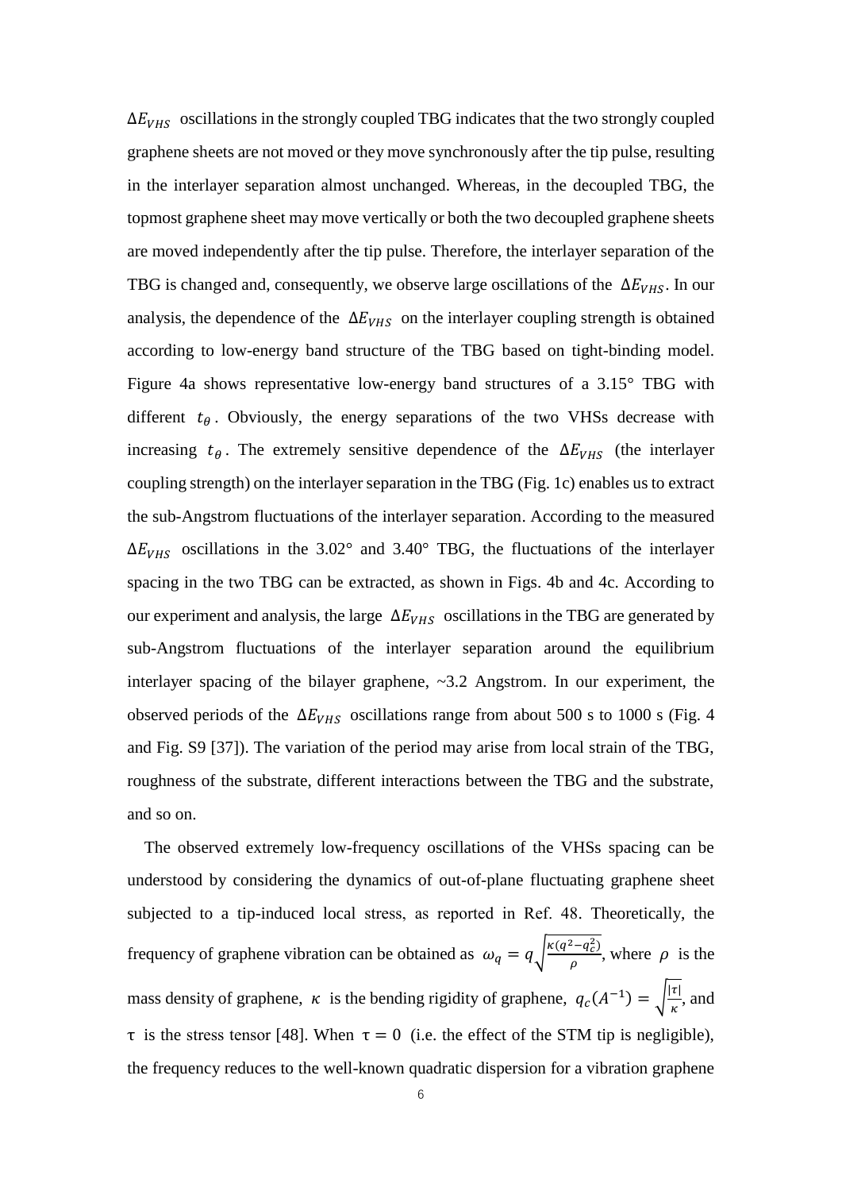$\Delta E_{VHS}$ oscillations in the strongly coupled TBG indicates that the two strongly coupled graphene sheets are not moved or they move synchronously after the tip pulse, resulting in the interlayer separation almost unchanged. Whereas, in the decoupled TBG, the topmost graphene sheet may move vertically or both the two decoupled graphene sheets are moved independently after the tip pulse. Therefore, the interlayer separation of the TBG is changed and, consequently, we observe large oscillations of the $\Delta E_{VHS}$. In our analysis, the dependence of the $\Delta E_{VHS}$ on the interlayer coupling strength is obtained according to low-energy band structure of the TBG based on tight-binding model. Figure 4a shows representative low-energy band structures of a 3.15° TBG with different $t_{\theta}$. Obviously, the energy separations of the two VHSs decrease with increasing $t_{\theta}$. The extremely sensitive dependence of the $\Delta E_{VHS}$ (the interlayer coupling strength) on the interlayer separation in the TBG (Fig. 1c) enables us to extract the sub-Angstrom fluctuations of the interlayer separation. According to the measured $\Delta E_{VHS}$ oscillations in the 3.02° and 3.40° TBG, the fluctuations of the interlayer spacing in the two TBG can be extracted, as shown in Figs. 4b and 4c. According to our experiment and analysis, the large $\Delta E_{VHS}$ oscillations in the TBG are generated by sub-Angstrom fluctuations of the interlayer separation around the equilibrium interlayer spacing of the bilayer graphene, ~3.2 Angstrom. In our experiment, the observed periods of the $\Delta E_{VHS}$ oscillations range from about 500 s to 1000 s (Fig. 4 and Fig. S9 [37]). The variation of the period may arise from local strain of the TBG, roughness of the substrate, different interactions between the TBG and the substrate, and so on.

The observed extremely low-frequency oscillations of the VHSs spacing can be understood by considering the dynamics of out-of-plane fluctuating graphene sheet subjected to a tip-induced local stress, as reported in Ref. 48. Theoretically, the frequency of graphene vibration can be obtained as $\omega_q = q\sqrt{\frac{\kappa(q^2-q_c^2)}{\rho}}$, where $\rho$ is the mass density of graphene, $\kappa$ is the bending rigidity of graphene, $q_c(A^{-1}) = \sqrt{\frac{|\tau|}{\kappa}}$, and $\tau$ is the stress tensor [48]. When $\tau = 0$ (i.e. the effect of the STM tip is negligible), the frequency reduces to the well-known quadratic dispersion for a vibration graphene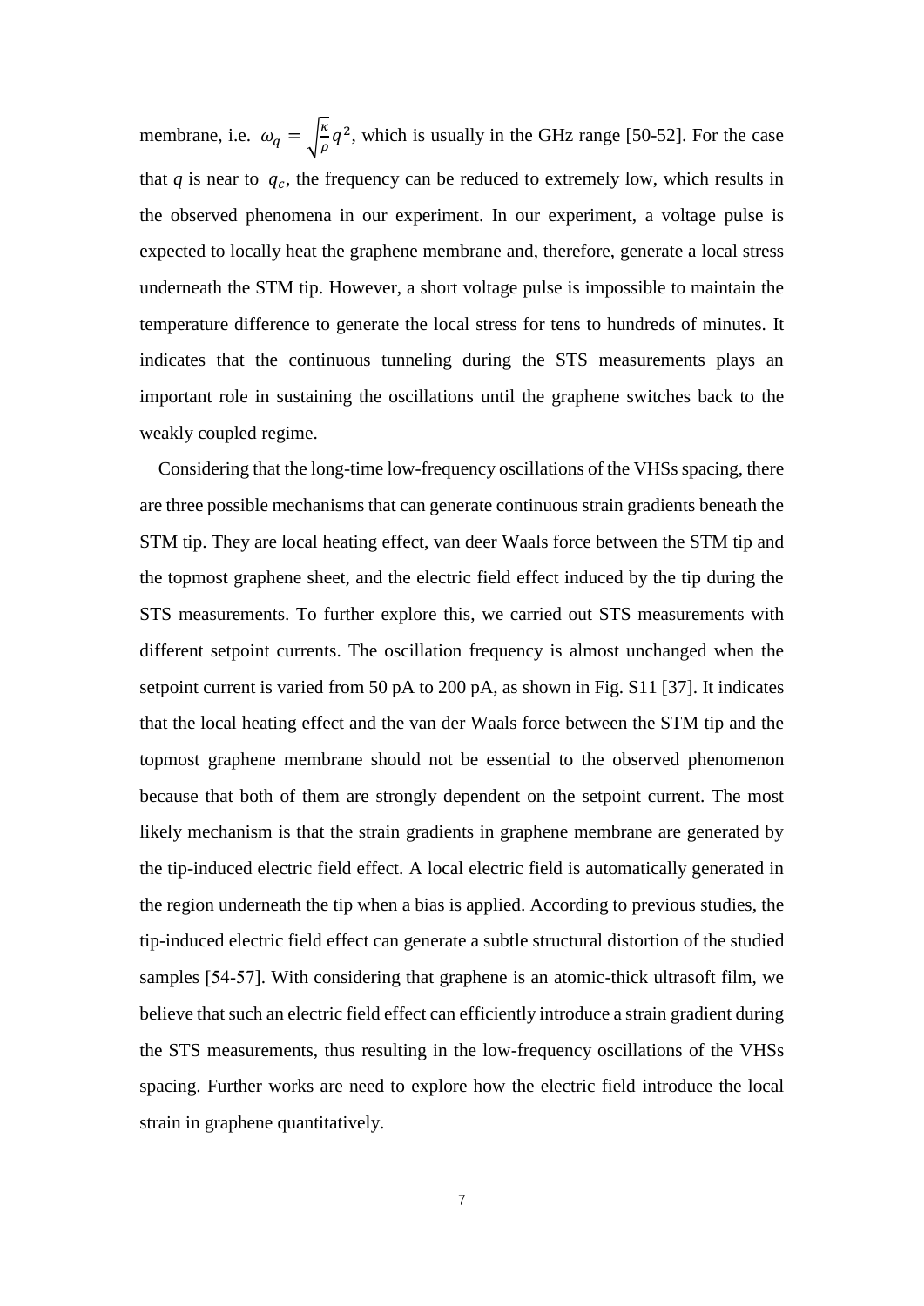membrane, i.e. $\omega_q = \sqrt{\frac{\kappa}{\rho}} q^2$, which is usually in the GHz range [50-52]. For the case that $q$ is near to $q_c$, the frequency can be reduced to extremely low, which results in the observed phenomena in our experiment. In our experiment, a voltage pulse is expected to locally heat the graphene membrane and, therefore, generate a local stress underneath the STM tip. However, a short voltage pulse is impossible to maintain the temperature difference to generate the local stress for tens to hundreds of minutes. It indicates that the continuous tunneling during the STS measurements plays an important role in sustaining the oscillations until the graphene switches back to the weakly coupled regime.

Considering that the long-time low-frequency oscillations of the VHSs spacing, there are three possible mechanisms that can generate continuous strain gradients beneath the STM tip. They are local heating effect, van deer Waals force between the STM tip and the topmost graphene sheet, and the electric field effect induced by the tip during the STS measurements. To further explore this, we carried out STS measurements with different setpoint currents. The oscillation frequency is almost unchanged when the setpoint current is varied from 50 pA to 200 pA, as shown in Fig. S11 [37]. It indicates that the local heating effect and the van der Waals force between the STM tip and the topmost graphene membrane should not be essential to the observed phenomenon because that both of them are strongly dependent on the setpoint current. The most likely mechanism is that the strain gradients in graphene membrane are generated by the tip-induced electric field effect. A local electric field is automatically generated in the region underneath the tip when a bias is applied. According to previous studies, the tip-induced electric field effect can generate a subtle structural distortion of the studied samples [54-57]. With considering that graphene is an atomic-thick ultrasoft film, we believe that such an electric field effect can efficiently introduce a strain gradient during the STS measurements, thus resulting in the low-frequency oscillations of the VHSs spacing. Further works are need to explore how the electric field introduce the local strain in graphene quantitatively.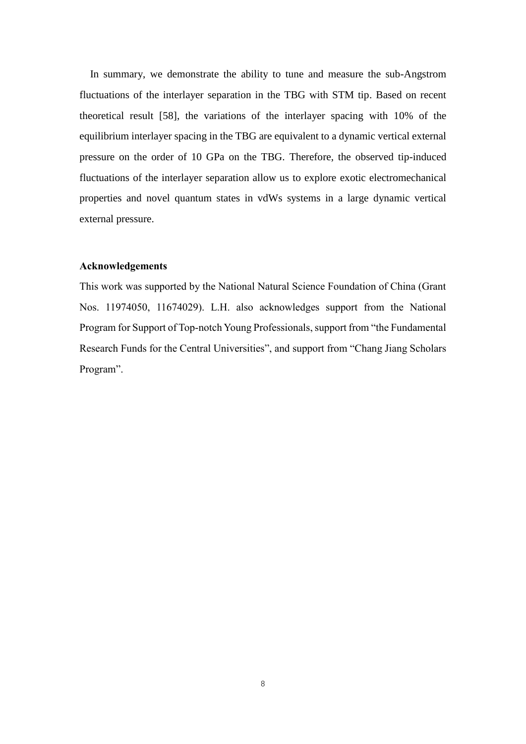In summary, we demonstrate the ability to tune and measure the sub-Angstrom fluctuations of the interlayer separation in the TBG with STM tip. Based on recent theoretical result [58], the variations of the interlayer spacing with 10% of the equilibrium interlayer spacing in the TBG are equivalent to a dynamic vertical external pressure on the order of 10 GPa on the TBG. Therefore, the observed tip-induced fluctuations of the interlayer separation allow us to explore exotic electromechanical properties and novel quantum states in vdWs systems in a large dynamic vertical external pressure.

**Acknowledgements**

This work was supported by the National Natural Science Foundation of China (Grant Nos. 11974050, 11674029). L.H. also acknowledges support from the National Program for Support of Top-notch Young Professionals, support from "the Fundamental Research Funds for the Central Universities", and support from "Chang Jiang Scholars Program".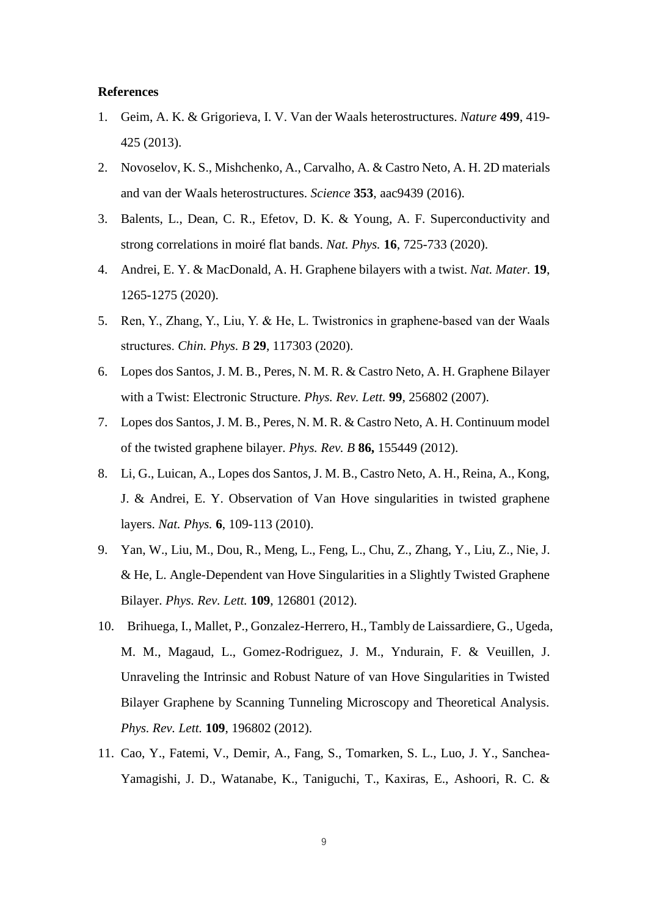**References**

1. Geim, A. K. & Grigorieva, I. V. Van der Waals heterostructures. *Nature* **499**, 419-425 (2013).
2. Novoselov, K. S., Mishchenko, A., Carvalho, A. & Castro Neto, A. H. 2D materials and van der Waals heterostructures. *Science* **353**, aac9439 (2016).
3. Balents, L., Dean, C. R., Efetov, D. K. & Young, A. F. Superconductivity and strong correlations in moiré flat bands. *Nat. Phys.* **16**, 725-733 (2020).
4. Andrei, E. Y. & MacDonald, A. H. Graphene bilayers with a twist. *Nat. Mater.* **19**, 1265-1275 (2020).
5. Ren, Y., Zhang, Y., Liu, Y. & He, L. Twistronics in graphene-based van der Waals structures. *Chin. Phys. B* **29**, 117303 (2020).
6. Lopes dos Santos, J. M. B., Peres, N. M. R. & Castro Neto, A. H. Graphene Bilayer with a Twist: Electronic Structure. *Phys. Rev. Lett.* **99**, 256802 (2007).
7. Lopes dos Santos, J. M. B., Peres, N. M. R. & Castro Neto, A. H. Continuum model of the twisted graphene bilayer. *Phys. Rev. B* **86,** 155449 (2012).
8. Li, G., Luican, A., Lopes dos Santos, J. M. B., Castro Neto, A. H., Reina, A., Kong, J. & Andrei, E. Y. Observation of Van Hove singularities in twisted graphene layers. *Nat. Phys.* **6**, 109-113 (2010).
9. Yan, W., Liu, M., Dou, R., Meng, L., Feng, L., Chu, Z., Zhang, Y., Liu, Z., Nie, J. & He, L. Angle-Dependent van Hove Singularities in a Slightly Twisted Graphene Bilayer. *Phys. Rev. Lett.* **109**, 126801 (2012).
10. Brihuega, I., Mallet, P., Gonzalez-Herrero, H., Tambly de Laissardiere, G., Ugeda, M. M., Magaud, L., Gomez-Rodriguez, J. M., Yndurain, F. & Veuillen, J. Unraveling the Intrinsic and Robust Nature of van Hove Singularities in Twisted Bilayer Graphene by Scanning Tunneling Microscopy and Theoretical Analysis. *Phys. Rev. Lett.* **109**, 196802 (2012).
11. Cao, Y., Fatemi, V., Demir, A., Fang, S., Tomarken, S. L., Luo, J. Y., Sanchea-Yamagishi, J. D., Watanabe, K., Taniguchi, T., Kaxiras, E., Ashoori, R. C. &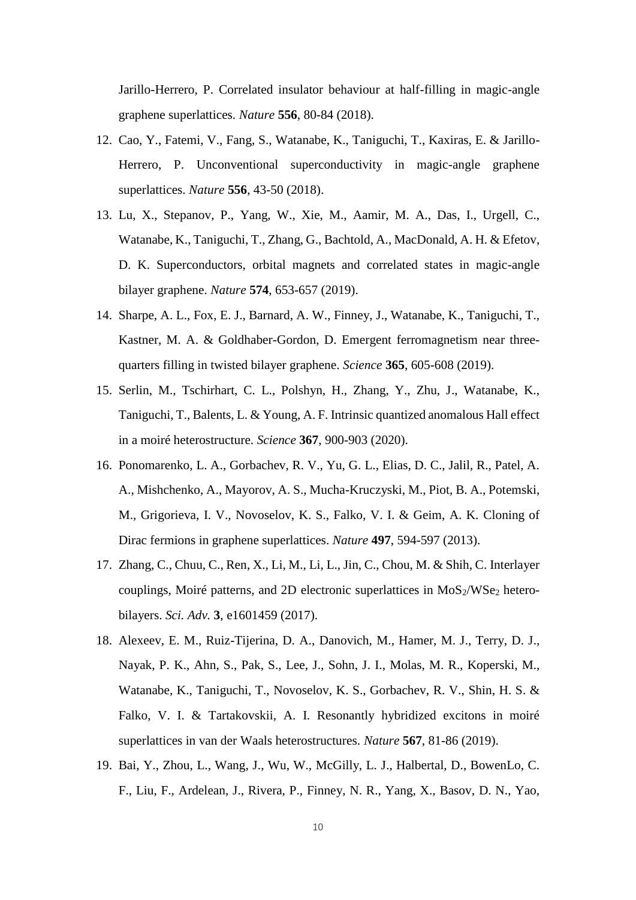Jarillo-Herrero, P. Correlated insulator behaviour at half-filling in magic-angle graphene superlattices. *Nature* **556**, 80-84 (2018).

12. Cao, Y., Fatemi, V., Fang, S., Watanabe, K., Taniguchi, T., Kaxiras, E. & Jarillo-Herrero, P. Unconventional superconductivity in magic-angle graphene superlattices. *Nature* **556**, 43-50 (2018).
13. Lu, X., Stepanov, P., Yang, W., Xie, M., Aamir, M. A., Das, I., Urgell, C., Watanabe, K., Taniguchi, T., Zhang, G., Bachtold, A., MacDonald, A. H. & Efetov, D. K. Superconductors, orbital magnets and correlated states in magic-angle bilayer graphene. *Nature* **574**, 653-657 (2019).
14. Sharpe, A. L., Fox, E. J., Barnard, A. W., Finney, J., Watanabe, K., Taniguchi, T., Kastner, M. A. & Goldhaber-Gordon, D. Emergent ferromagnetism near three-quarters filling in twisted bilayer graphene. *Science* **365**, 605-608 (2019).
15. Serlin, M., Tschirhart, C. L., Polshyn, H., Zhang, Y., Zhu, J., Watanabe, K., Taniguchi, T., Balents, L. & Young, A. F. Intrinsic quantized anomalous Hall effect in a moiré heterostructure. *Science* **367**, 900-903 (2020).
16. Ponomarenko, L. A., Gorbachev, R. V., Yu, G. L., Elias, D. C., Jalil, R., Patel, A. A., Mishchenko, A., Mayorov, A. S., Mucha-Kruczyski, M., Piot, B. A., Potemski, M., Grigorieva, I. V., Novoselov, K. S., Falko, V. I. & Geim, A. K. Cloning of Dirac fermions in graphene superlattices. *Nature* **497**, 594-597 (2013).
17. Zhang, C., Chuu, C., Ren, X., Li, M., Li, L., Jin, C., Chou, M. & Shih, C. Interlayer couplings, Moiré patterns, and 2D electronic superlattices in $MoS_2$/$WSe_2$ hetero-bilayers. *Sci. Adv.* **3**, e1601459 (2017).
18. Alexeev, E. M., Ruiz-Tijerina, D. A., Danovich, M., Hamer, M. J., Terry, D. J., Nayak, P. K., Ahn, S., Pak, S., Lee, J., Sohn, J. I., Molas, M. R., Koperski, M., Watanabe, K., Taniguchi, T., Novoselov, K. S., Gorbachev, R. V., Shin, H. S. & Falko, V. I. & Tartakovskii, A. I. Resonantly hybridized excitons in moiré superlattices in van der Waals heterostructures. *Nature* **567**, 81-86 (2019).
19. Bai, Y., Zhou, L., Wang, J., Wu, W., McGilly, L. J., Halbertal, D., BowenLo, C. F., Liu, F., Ardelean, J., Rivera, P., Finney, N. R., Yang, X., Basov, D. N., Yao,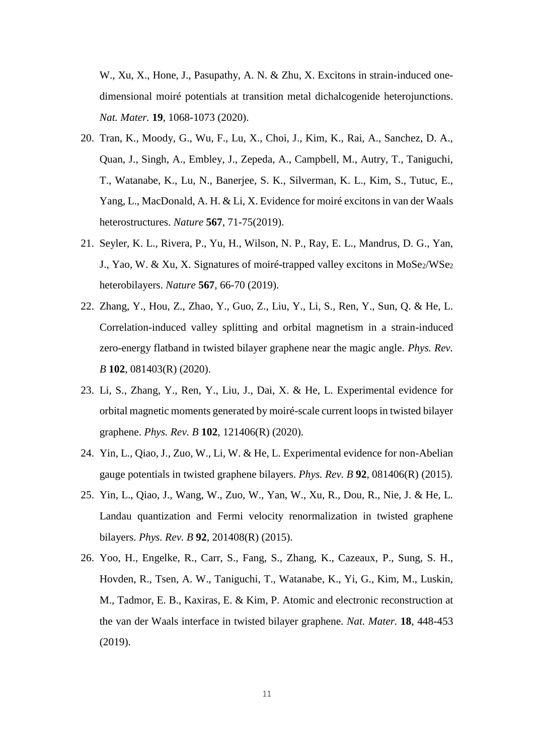W., Xu, X., Hone, J., Pasupathy, A. N. & Zhu, X. Excitons in strain-induced one-dimensional moiré potentials at transition metal dichalcogenide heterojunctions. *Nat. Mater.* **19**, 1068-1073 (2020).

20. Tran, K., Moody, G., Wu, F., Lu, X., Choi, J., Kim, K., Rai, A., Sanchez, D. A., Quan, J., Singh, A., Embley, J., Zepeda, A., Campbell, M., Autry, T., Taniguchi, T., Watanabe, K., Lu, N., Banerjee, S. K., Silverman, K. L., Kim, S., Tutuc, E., Yang, L., MacDonald, A. H. & Li, X. Evidence for moiré excitons in van der Waals heterostructures. *Nature* **567**, 71-75(2019).
21. Seyler, K. L., Rivera, P., Yu, H., Wilson, N. P., Ray, E. L., Mandrus, D. G., Yan, J., Yao, W. & Xu, X. Signatures of moiré-trapped valley excitons in $MoSe_2$/$WSe_2$ heterobilayers. *Nature* **567**, 66-70 (2019).
22. Zhang, Y., Hou, Z., Zhao, Y., Guo, Z., Liu, Y., Li, S., Ren, Y., Sun, Q. & He, L. Correlation-induced valley splitting and orbital magnetism in a strain-induced zero-energy flatband in twisted bilayer graphene near the magic angle. *Phys. Rev. B* **102**, 081403(R) (2020).
23. Li, S., Zhang, Y., Ren, Y., Liu, J., Dai, X. & He, L. Experimental evidence for orbital magnetic moments generated by moiré-scale current loops in twisted bilayer graphene. *Phys. Rev. B* **102**, 121406(R) (2020).
24. Yin, L., Qiao, J., Zuo, W., Li, W. & He, L. Experimental evidence for non-Abelian gauge potentials in twisted graphene bilayers. *Phys. Rev. B* **92**, 081406(R) (2015).
25. Yin, L., Qiao, J., Wang, W., Zuo, W., Yan, W., Xu, R., Dou, R., Nie, J. & He, L. Landau quantization and Fermi velocity renormalization in twisted graphene bilayers. *Phys. Rev. B* **92**, 201408(R) (2015).
26. Yoo, H., Engelke, R., Carr, S., Fang, S., Zhang, K., Cazeaux, P., Sung, S. H., Hovden, R., Tsen, A. W., Taniguchi, T., Watanabe, K., Yi, G., Kim, M., Luskin, M., Tadmor, E. B., Kaxiras, E. & Kim, P. Atomic and electronic reconstruction at the van der Waals interface in twisted bilayer graphene. *Nat. Mater.* **18**, 448-453 (2019).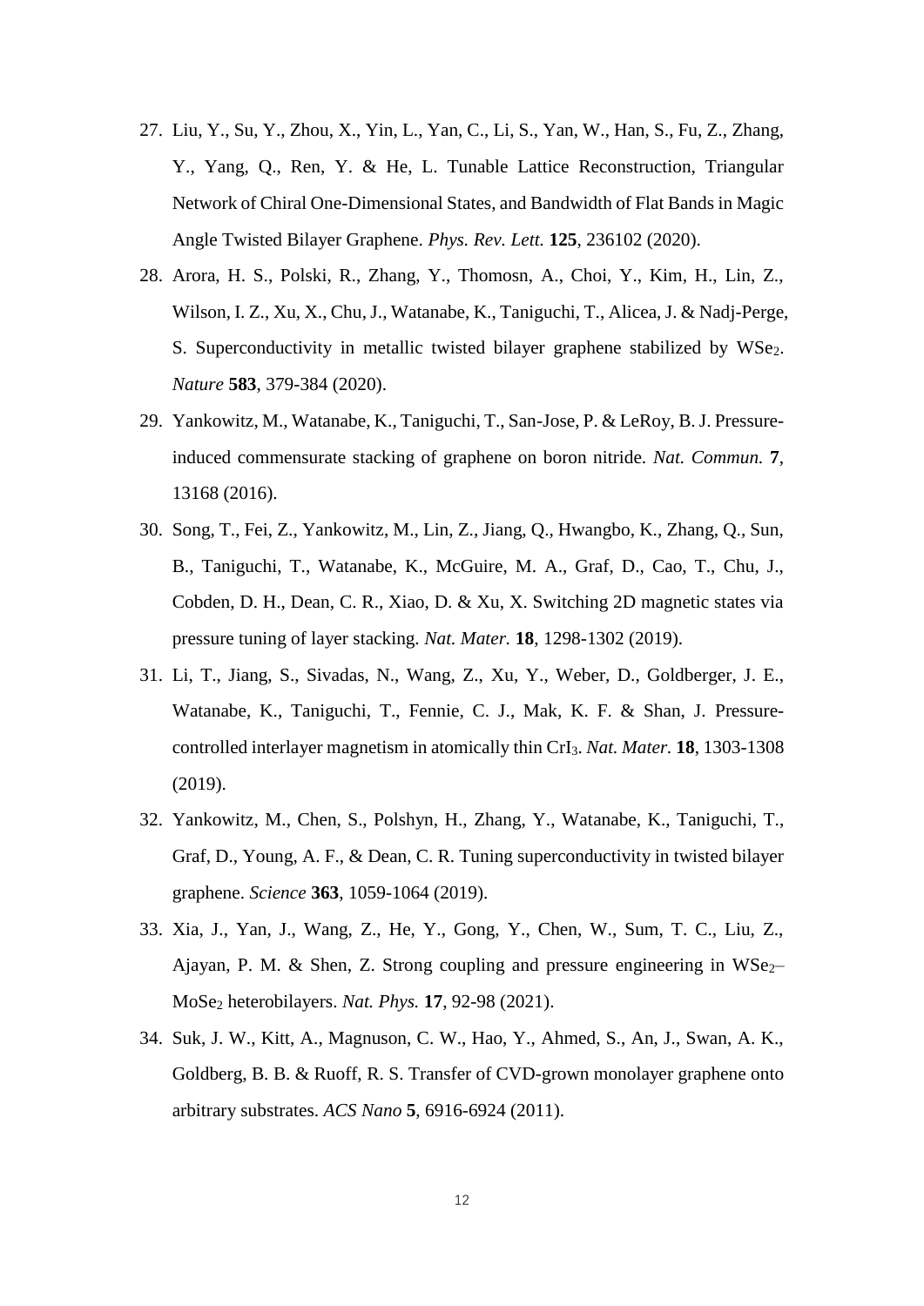27. Liu, Y., Su, Y., Zhou, X., Yin, L., Yan, C., Li, S., Yan, W., Han, S., Fu, Z., Zhang, Y., Yang, Q., Ren, Y. & He, L. Tunable Lattice Reconstruction, Triangular Network of Chiral One-Dimensional States, and Bandwidth of Flat Bands in Magic Angle Twisted Bilayer Graphene. *Phys. Rev. Lett.* **125**, 236102 (2020).
28. Arora, H. S., Polski, R., Zhang, Y., Thomosn, A., Choi, Y., Kim, H., Lin, Z., Wilson, I. Z., Xu, X., Chu, J., Watanabe, K., Taniguchi, T., Alicea, J. & Nadj-Perge, S. Superconductivity in metallic twisted bilayer graphene stabilized by $WSe_2$. *Nature* **583**, 379-384 (2020).
29. Yankowitz, M., Watanabe, K., Taniguchi, T., San-Jose, P. & LeRoy, B. J. Pressure-induced commensurate stacking of graphene on boron nitride. *Nat. Commun.* **7**, 13168 (2016).
30. Song, T., Fei, Z., Yankowitz, M., Lin, Z., Jiang, Q., Hwangbo, K., Zhang, Q., Sun, B., Taniguchi, T., Watanabe, K., McGuire, M. A., Graf, D., Cao, T., Chu, J., Cobden, D. H., Dean, C. R., Xiao, D. & Xu, X. Switching 2D magnetic states via pressure tuning of layer stacking. *Nat. Mater.* **18**, 1298-1302 (2019).
31. Li, T., Jiang, S., Sivadas, N., Wang, Z., Xu, Y., Weber, D., Goldberger, J. E., Watanabe, K., Taniguchi, T., Fennie, C. J., Mak, K. F. & Shan, J. Pressure-controlled interlayer magnetism in atomically thin $CrI_3$. *Nat. Mater.* **18**, 1303-1308 (2019).
32. Yankowitz, M., Chen, S., Polshyn, H., Zhang, Y., Watanabe, K., Taniguchi, T., Graf, D., Young, A. F., & Dean, C. R. Tuning superconductivity in twisted bilayer graphene. *Science* **363**, 1059-1064 (2019).
33. Xia, J., Yan, J., Wang, Z., He, Y., Gong, Y., Chen, W., Sum, T. C., Liu, Z., Ajayan, P. M. & Shen, Z. Strong coupling and pressure engineering in $WSe_2$–$MoSe_2$ heterobilayers. *Nat. Phys.* **17**, 92-98 (2021).
34. Suk, J. W., Kitt, A., Magnuson, C. W., Hao, Y., Ahmed, S., An, J., Swan, A. K., Goldberg, B. B. & Ruoff, R. S. Transfer of CVD-grown monolayer graphene onto arbitrary substrates. *ACS Nano* **5**, 6916-6924 (2011).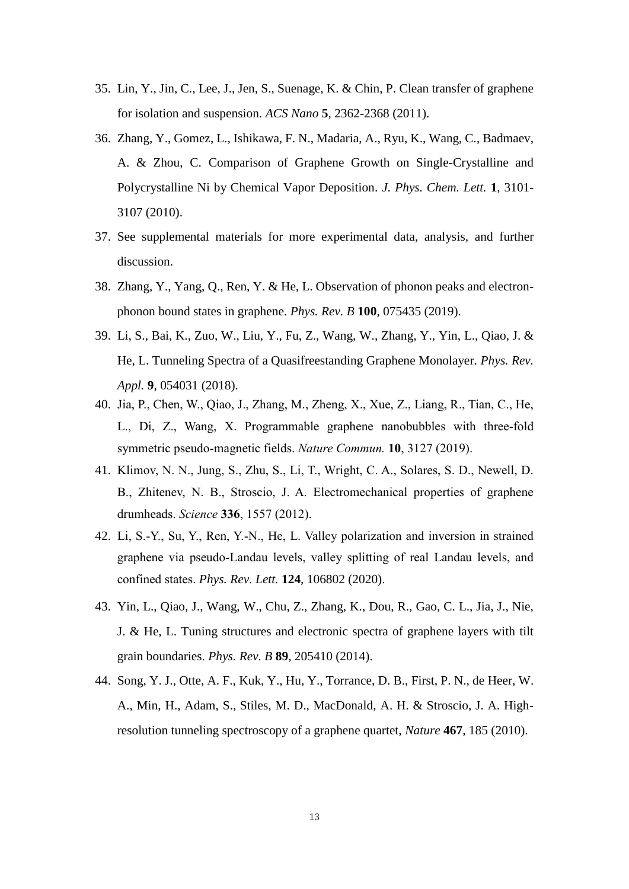35. Lin, Y., Jin, C., Lee, J., Jen, S., Suenage, K. & Chin, P. Clean transfer of graphene for isolation and suspension. *ACS Nano* **5**, 2362-2368 (2011).
36. Zhang, Y., Gomez, L., Ishikawa, F. N., Madaria, A., Ryu, K., Wang, C., Badmaev, A. & Zhou, C. Comparison of Graphene Growth on Single-Crystalline and Polycrystalline Ni by Chemical Vapor Deposition. *J. Phys. Chem. Lett.* **1**, 3101-3107 (2010).
37. See supplemental materials for more experimental data, analysis, and further discussion.
38. Zhang, Y., Yang, Q., Ren, Y. & He, L. Observation of phonon peaks and electron-phonon bound states in graphene. *Phys. Rev. B* **100**, 075435 (2019).
39. Li, S., Bai, K., Zuo, W., Liu, Y., Fu, Z., Wang, W., Zhang, Y., Yin, L., Qiao, J. & He, L. Tunneling Spectra of a Quasifreestanding Graphene Monolayer. *Phys. Rev. Appl.* **9**, 054031 (2018).
40. Jia, P., Chen, W., Qiao, J., Zhang, M., Zheng, X., Xue, Z., Liang, R., Tian, C., He, L., Di, Z., Wang, X. Programmable graphene nanobubbles with three-fold symmetric pseudo-magnetic fields. *Nature Commun.* **10**, 3127 (2019).
41. Klimov, N. N., Jung, S., Zhu, S., Li, T., Wright, C. A., Solares, S. D., Newell, D. B., Zhitenev, N. B., Stroscio, J. A. Electromechanical properties of graphene drumheads. *Science* **336**, 1557 (2012).
42. Li, S.-Y., Su, Y., Ren, Y.-N., He, L. Valley polarization and inversion in strained graphene via pseudo-Landau levels, valley splitting of real Landau levels, and confined states. *Phys. Rev. Lett.* **124**, 106802 (2020).
43. Yin, L., Qiao, J., Wang, W., Chu, Z., Zhang, K., Dou, R., Gao, C. L., Jia, J., Nie, J. & He, L. Tuning structures and electronic spectra of graphene layers with tilt grain boundaries. *Phys. Rev. B* **89**, 205410 (2014).
44. Song, Y. J., Otte, A. F., Kuk, Y., Hu, Y., Torrance, D. B., First, P. N., de Heer, W. A., Min, H., Adam, S., Stiles, M. D., MacDonald, A. H. & Stroscio, J. A. High-resolution tunneling spectroscopy of a graphene quartet, *Nature* **467**, 185 (2010).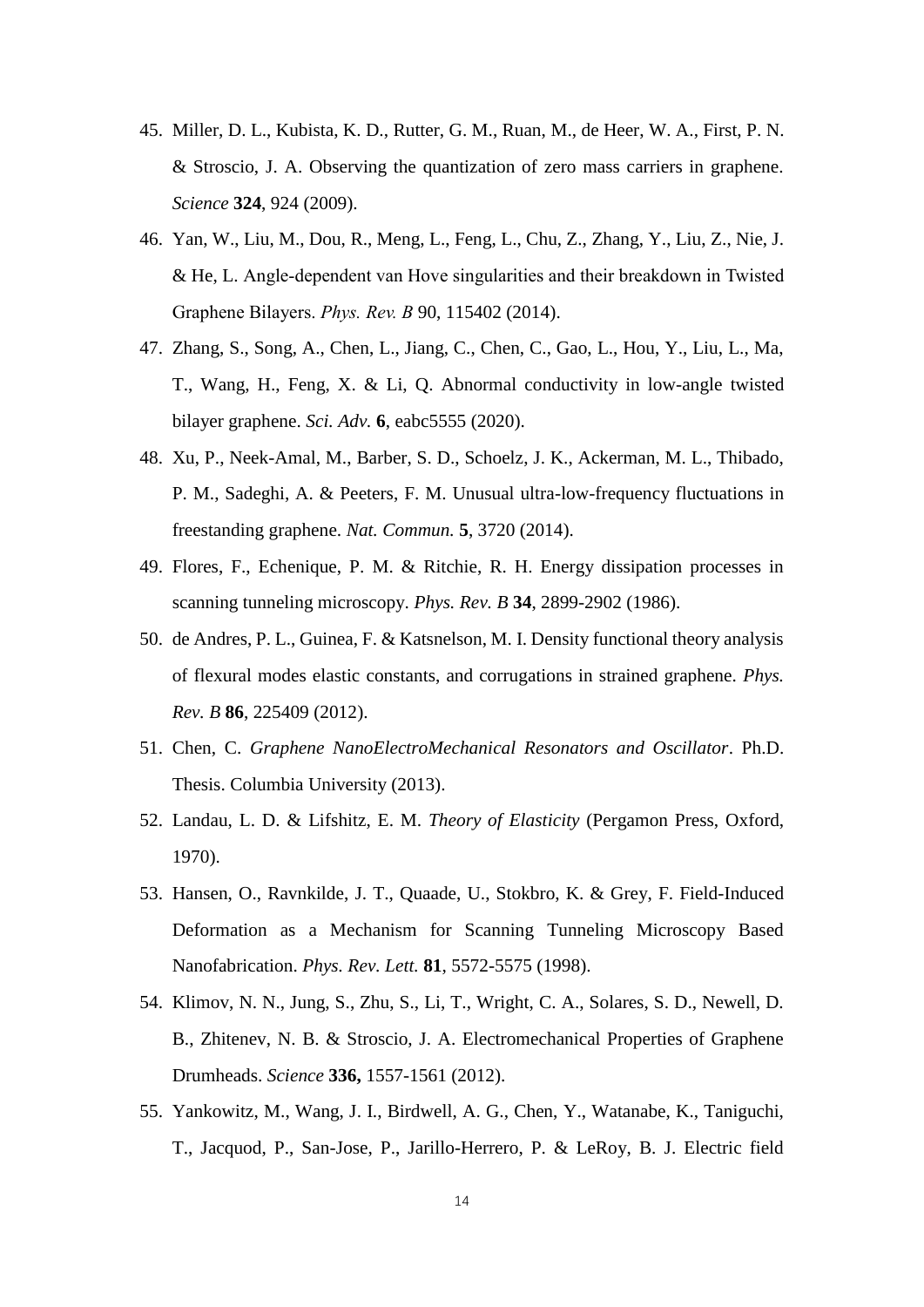45. Miller, D. L., Kubista, K. D., Rutter, G. M., Ruan, M., de Heer, W. A., First, P. N. & Stroscio, J. A. Observing the quantization of zero mass carriers in graphene. *Science* **324**, 924 (2009).
46. Yan, W., Liu, M., Dou, R., Meng, L., Feng, L., Chu, Z., Zhang, Y., Liu, Z., Nie, J. & He, L. Angle-dependent van Hove singularities and their breakdown in Twisted Graphene Bilayers. *Phys. Rev. B* 90, 115402 (2014).
47. Zhang, S., Song, A., Chen, L., Jiang, C., Chen, C., Gao, L., Hou, Y., Liu, L., Ma, T., Wang, H., Feng, X. & Li, Q. Abnormal conductivity in low-angle twisted bilayer graphene. *Sci. Adv.* **6**, eabc5555 (2020).
48. Xu, P., Neek-Amal, M., Barber, S. D., Schoelz, J. K., Ackerman, M. L., Thibado, P. M., Sadeghi, A. & Peeters, F. M. Unusual ultra-low-frequency fluctuations in freestanding graphene. *Nat. Commun.* **5**, 3720 (2014).
49. Flores, F., Echenique, P. M. & Ritchie, R. H. Energy dissipation processes in scanning tunneling microscopy. *Phys. Rev. B* **34**, 2899-2902 (1986).
50. de Andres, P. L., Guinea, F. & Katsnelson, M. I. Density functional theory analysis of flexural modes elastic constants, and corrugations in strained graphene. *Phys. Rev. B* **86**, 225409 (2012).
51. Chen, C. *Graphene NanoElectroMechanical Resonators and Oscillator*. Ph.D. Thesis. Columbia University (2013).
52. Landau, L. D. & Lifshitz, E. M. *Theory of Elasticity* (Pergamon Press, Oxford, 1970).
53. Hansen, O., Ravnkilde, J. T., Quaade, U., Stokbro, K. & Grey, F. Field-Induced Deformation as a Mechanism for Scanning Tunneling Microscopy Based Nanofabrication. *Phys. Rev. Lett.* **81**, 5572-5575 (1998).
54. Klimov, N. N., Jung, S., Zhu, S., Li, T., Wright, C. A., Solares, S. D., Newell, D. B., Zhitenev, N. B. & Stroscio, J. A. Electromechanical Properties of Graphene Drumheads. *Science* **336,** 1557-1561 (2012).
55. Yankowitz, M., Wang, J. I., Birdwell, A. G., Chen, Y., Watanabe, K., Taniguchi, T., Jacquod, P., San-Jose, P., Jarillo-Herrero, P. & LeRoy, B. J. Electric field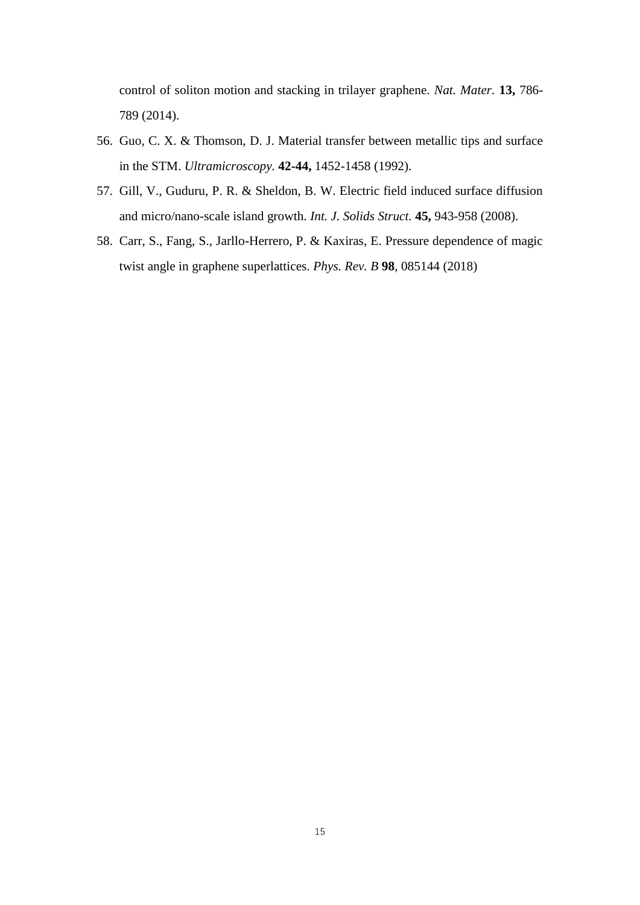control of soliton motion and stacking in trilayer graphene. *Nat. Mater.* **13,** 786-789 (2014).

56. Guo, C. X. & Thomson, D. J. Material transfer between metallic tips and surface in the STM. *Ultramicroscopy*. **42-44,** 1452-1458 (1992).
57. Gill, V., Guduru, P. R. & Sheldon, B. W. Electric field induced surface diffusion and micro/nano-scale island growth. *Int. J. Solids Struct.* **45,** 943-958 (2008).
58. Carr, S., Fang, S., Jarllo-Herrero, P. & Kaxiras, E. Pressure dependence of magic twist angle in graphene superlattices. *Phys. Rev. B* **98**, 085144 (2018)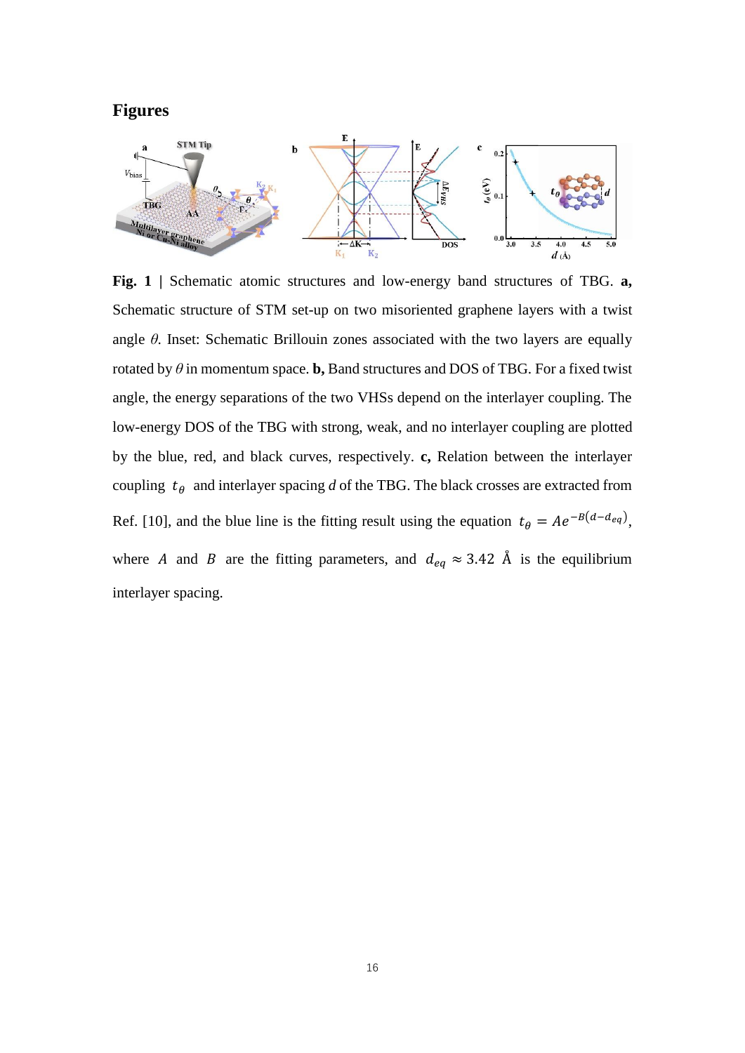## Figures

**Fig. 1 | Schematic atomic structures and low-energy band structures of TBG. a,** Schematic structure of STM set-up on two misoriented graphene layers with a twist angle $\theta$. Inset: Schematic Brillouin zones associated with the two layers are equally rotated by $\theta$ in momentum space. **b,** Band structures and DOS of TBG. For a fixed twist angle, the energy separations of the two VHSs depend on the interlayer coupling. The low-energy DOS of the TBG with strong, weak, and no interlayer coupling are plotted by the blue, red, and black curves, respectively. **c,** Relation between the interlayer coupling $t_\theta$ and interlayer spacing $d$ of the TBG. The black crosses are extracted from Ref. [10], and the blue line is the fitting result using the equation $t_\theta = Ae^{-B(d-d_{eq})}$, where $A$ and $B$ are the fitting parameters, and $d_{eq} \approx 3.42$ Å is the equilibrium interlayer spacing.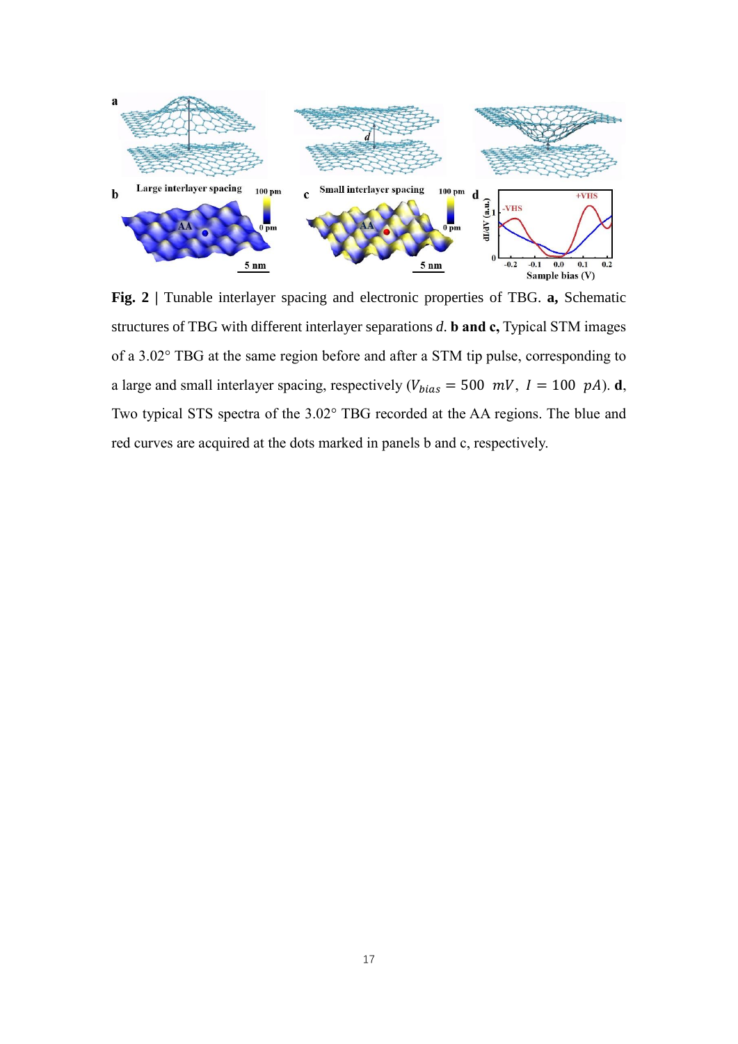**Fig. 2 |** Tunable interlayer spacing and electronic properties of TBG. **a,** Schematic structures of TBG with different interlayer separations *d*. **b and c,** Typical STM images of a 3.02° TBG at the same region before and after a STM tip pulse, corresponding to a large and small interlayer spacing, respectively ($V_{bias} = 500\ mV,\ I = 100\ pA$). **d,** Two typical STS spectra of the 3.02° TBG recorded at the AA regions. The blue and red curves are acquired at the dots marked in panels b and c, respectively.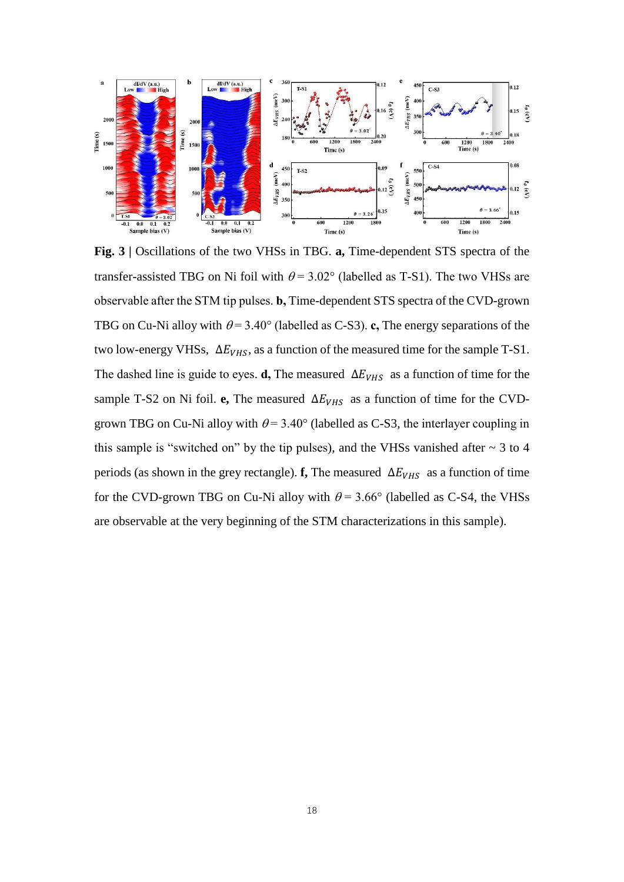**Fig. 3 |** Oscillations of the two VHSs in TBG. **a,** Time-dependent STS spectra of the transfer-assisted TBG on Ni foil with $\theta = 3.02°$ (labelled as T-S1). The two VHSs are observable after the STM tip pulses. **b,** Time-dependent STS spectra of the CVD-grown TBG on Cu-Ni alloy with $\theta = 3.40°$ (labelled as C-S3). **c,** The energy separations of the two low-energy VHSs, $\Delta E_{VHS}$, as a function of the measured time for the sample T-S1. The dashed line is guide to eyes. **d,** The measured $\Delta E_{VHS}$ as a function of time for the sample T-S2 on Ni foil. **e,** The measured $\Delta E_{VHS}$ as a function of time for the CVD-grown TBG on Cu-Ni alloy with $\theta = 3.40°$ (labelled as C-S3, the interlayer coupling in this sample is "switched on" by the tip pulses), and the VHSs vanished after ~ 3 to 4 periods (as shown in the grey rectangle). **f,** The measured $\Delta E_{VHS}$ as a function of time for the CVD-grown TBG on Cu-Ni alloy with $\theta = 3.66°$ (labelled as C-S4, the VHSs are observable at the very beginning of the STM characterizations in this sample).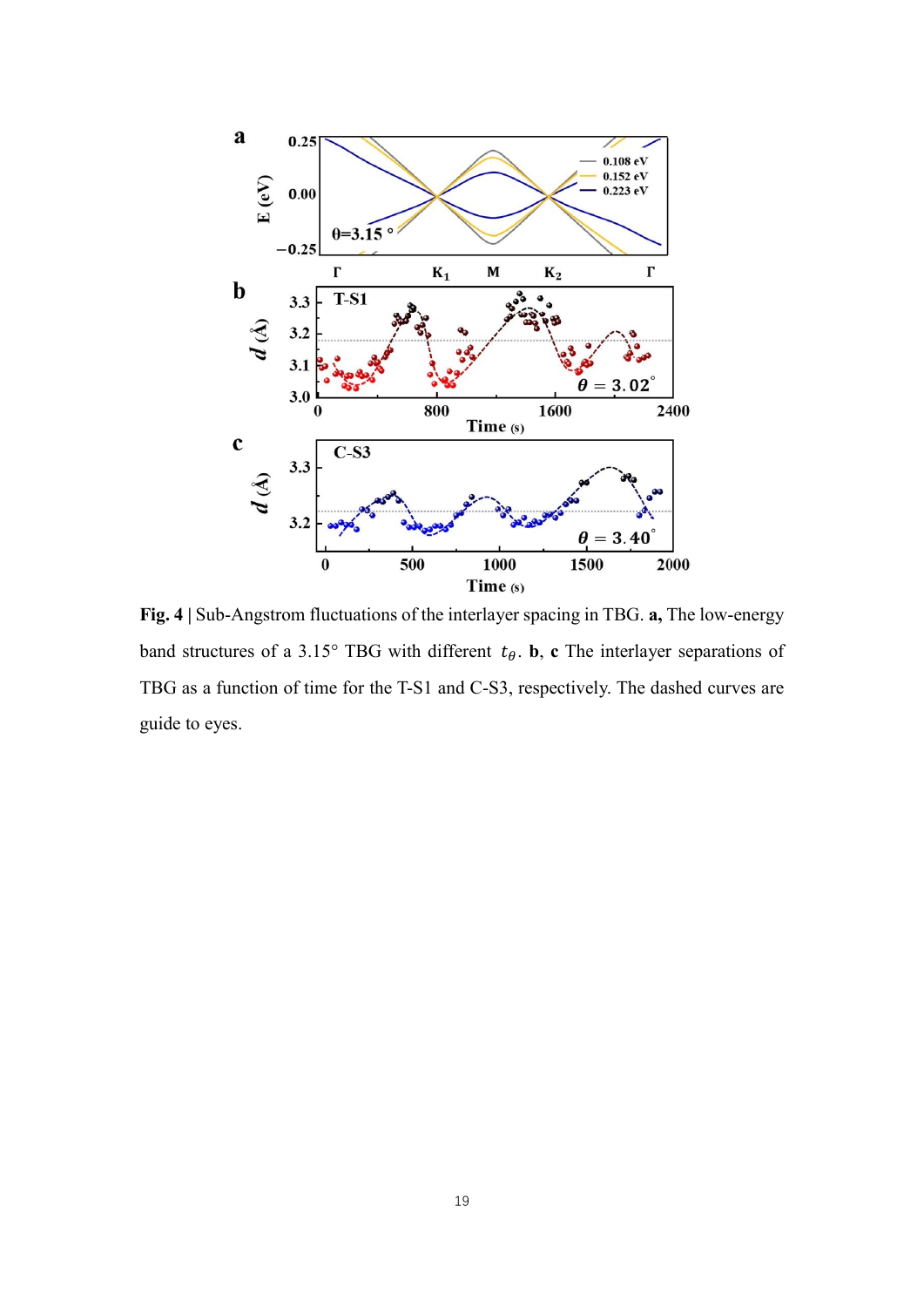a

0.25

E (eV)

0.00

−0.25

θ=3.15 °

0.108 eV

0.152 eV

0.223 eV

Γ K$_1$ M K$_2$ Γ

b

T-S1

3.3

3.2

3.1

3.0

d (Å)

$\theta = 3.02^{\circ}$

0 800 1600 2400

Time (s)

c

C-S3

3.3

3.2

d (Å)

$\theta = 3.40^{\circ}$

0 500 1000 1500 2000

Time (s)

**Fig. 4 |** Sub-Angstrom fluctuations of the interlayer spacing in TBG. **a,** The low-energy band structures of a 3.15° TBG with different $t_{\theta}$. **b**, **c** The interlayer separations of TBG as a function of time for the T-S1 and C-S3, respectively. The dashed curves are guide to eyes.